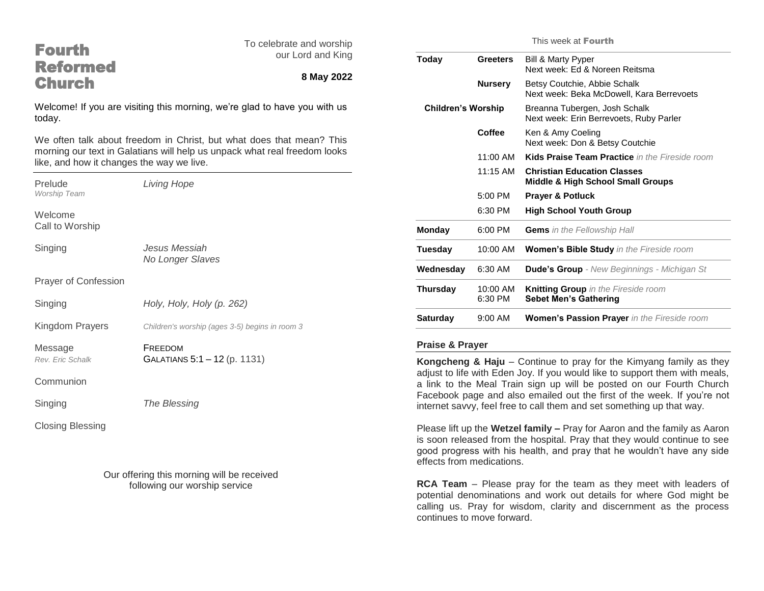# Fourth Reformed Church

To celebrate and worship our Lord and King

**8 May 2022**

Welcome! If you are visiting this morning, we're glad to have you with us today.

We often talk about freedom in Christ, but what does that mean? This morning our text in Galatians will help us unpack what real freedom looks like, and how it changes the way we live.

---

Prelude — *Living Hope*
*Worship Team*

Welcome
Call to Worship

Singing — *Jesus Messiah*
*No Longer Slaves*

Prayer of Confession

Singing — *Holy, Holy, Holy (p. 262)*

Kingdom Prayers — *Children's worship (ages 3-5) begins in room 3*

Message — FREEDOM
*Rev. Eric Schalk* — GALATIANS 5:1 – 12 (p. 1131)

Communion

Singing — *The Blessing*

Closing Blessing

Our offering this morning will be received following our worship service

## This week at **Fourth**

| | | |
|---|---|---|
| **Today** | **Greeters** | Bill & Marty Pyper<br>Next week: Ed & Noreen Reitsma |
| | **Nursery** | Betsy Coutchie, Abbie Schalk<br>Next week: Beka McDowell, Kara Berrevoets |
| **Children's Worship** | | Breanna Tubergen, Josh Schalk<br>Next week: Erin Berrevoets, Ruby Parler |
| | **Coffee** | Ken & Amy Coeling<br>Next week: Don & Betsy Coutchie |
| | 11:00 AM | **Kids Praise Team Practice** *in the Fireside room* |
| | 11:15 AM | **Christian Education Classes**<br>**Middle & High School Small Groups** |
| | 5:00 PM | **Prayer & Potluck** |
| | 6:30 PM | **High School Youth Group** |
| **Monday** | 6:00 PM | **Gems** *in the Fellowship Hall* |
| **Tuesday** | 10:00 AM | **Women's Bible Study** *in the Fireside room* |
| **Wednesday** | 6:30 AM | **Dude's Group** *- New Beginnings - Michigan St* |
| **Thursday** | 10:00 AM<br>6:30 PM | **Knitting Group** *in the Fireside room*<br>**Sebet Men's Gathering** |
| **Saturday** | 9:00 AM | **Women's Passion Prayer** *in the Fireside room* |

### Praise & Prayer

**Kongcheng & Haju** – Continue to pray for the Kimyang family as they adjust to life with Eden Joy. If you would like to support them with meals, a link to the Meal Train sign up will be posted on our Fourth Church Facebook page and also emailed out the first of the week. If you're not internet savvy, feel free to call them and set something up that way.

Please lift up the **Wetzel family –** Pray for Aaron and the family as Aaron is soon released from the hospital. Pray that they would continue to see good progress with his health, and pray that he wouldn't have any side effects from medications.

**RCA Team** – Please pray for the team as they meet with leaders of potential denominations and work out details for where God might be calling us. Pray for wisdom, clarity and discernment as the process continues to move forward.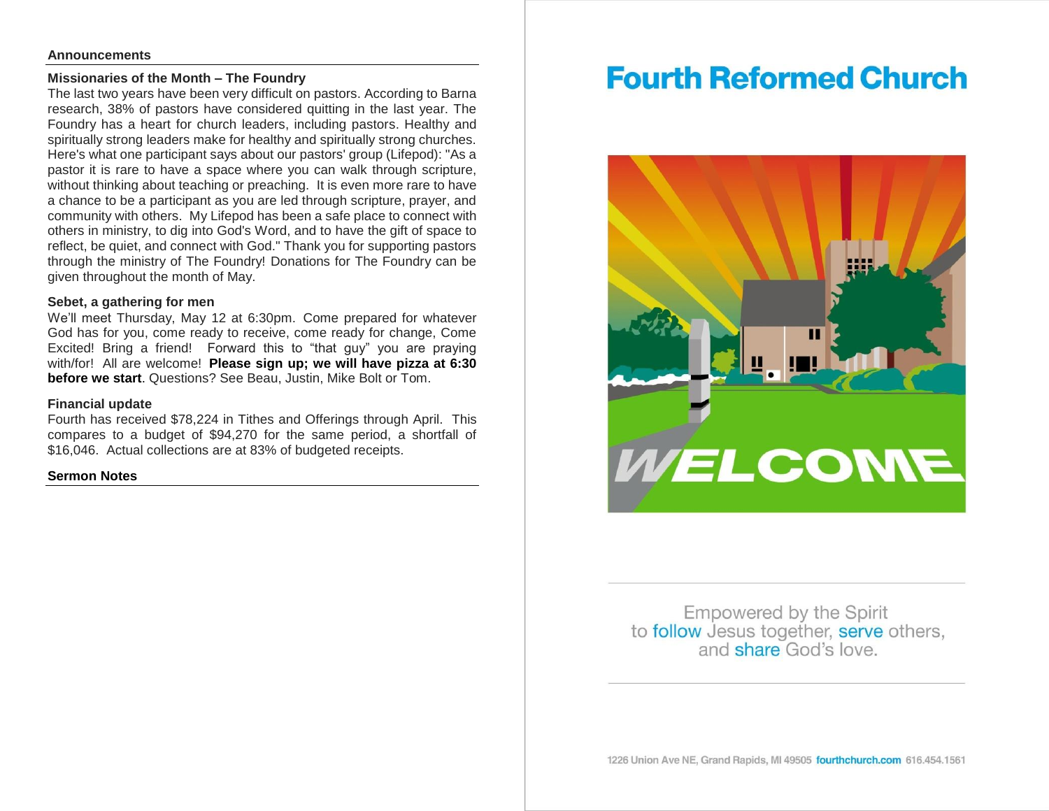## Announcements

### Missionaries of the Month – The Foundry

The last two years have been very difficult on pastors. According to Barna research, 38% of pastors have considered quitting in the last year. The Foundry has a heart for church leaders, including pastors. Healthy and spiritually strong leaders make for healthy and spiritually strong churches. Here's what one participant says about our pastors' group (Lifepod): "As a pastor it is rare to have a space where you can walk through scripture, without thinking about teaching or preaching. It is even more rare to have a chance to be a participant as you are led through scripture, prayer, and community with others. My Lifepod has been a safe place to connect with others in ministry, to dig into God's Word, and to have the gift of space to reflect, be quiet, and connect with God." Thank you for supporting pastors through the ministry of The Foundry! Donations for The Foundry can be given throughout the month of May.

### Sebet, a gathering for men

We'll meet Thursday, May 12 at 6:30pm. Come prepared for whatever God has for you, come ready to receive, come ready for change, Come Excited! Bring a friend! Forward this to "that guy" you are praying with/for! All are welcome! **Please sign up; we will have pizza at 6:30 before we start**. Questions? See Beau, Justin, Mike Bolt or Tom.

### Financial update

Fourth has received $78,224 in Tithes and Offerings through April. This compares to a budget of $94,270 for the same period, a shortfall of $16,046. Actual collections are at 83% of budgeted receipts.

## Sermon Notes

# Fourth Reformed Church

WELCOME

Empowered by the Spirit
to follow Jesus together, serve others,
and share God's love.

1226 Union Ave NE, Grand Rapids, MI 49505 fourthchurch.com 616.454.1561